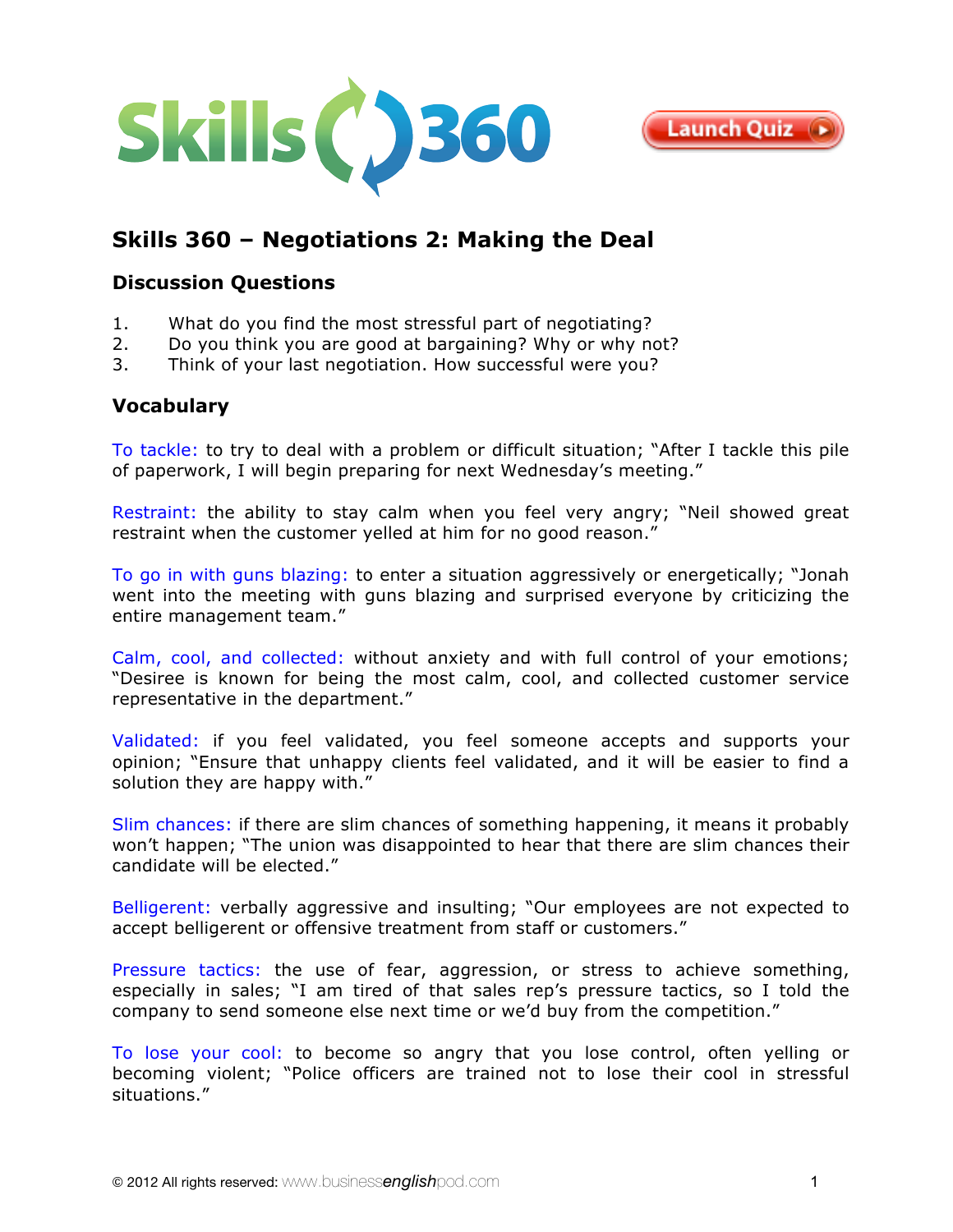# Skills 360 – Negotiations 2: Making the Deal

## Discussion Questions

1. What do you find the most stressful part of negotiating?
2. Do you think you are good at bargaining? Why or why not?
3. Think of your last negotiation. How successful were you?

## Vocabulary

To tackle: to try to deal with a problem or difficult situation; "After I tackle this pile of paperwork, I will begin preparing for next Wednesday's meeting."

Restraint: the ability to stay calm when you feel very angry; "Neil showed great restraint when the customer yelled at him for no good reason."

To go in with guns blazing: to enter a situation aggressively or energetically; "Jonah went into the meeting with guns blazing and surprised everyone by criticizing the entire management team."

Calm, cool, and collected: without anxiety and with full control of your emotions; "Desiree is known for being the most calm, cool, and collected customer service representative in the department."

Validated: if you feel validated, you feel someone accepts and supports your opinion; "Ensure that unhappy clients feel validated, and it will be easier to find a solution they are happy with."

Slim chances: if there are slim chances of something happening, it means it probably won't happen; "The union was disappointed to hear that there are slim chances their candidate will be elected."

Belligerent: verbally aggressive and insulting; "Our employees are not expected to accept belligerent or offensive treatment from staff or customers."

Pressure tactics: the use of fear, aggression, or stress to achieve something, especially in sales; "I am tired of that sales rep's pressure tactics, so I told the company to send someone else next time or we'd buy from the competition."

To lose your cool: to become so angry that you lose control, often yelling or becoming violent; "Police officers are trained not to lose their cool in stressful situations."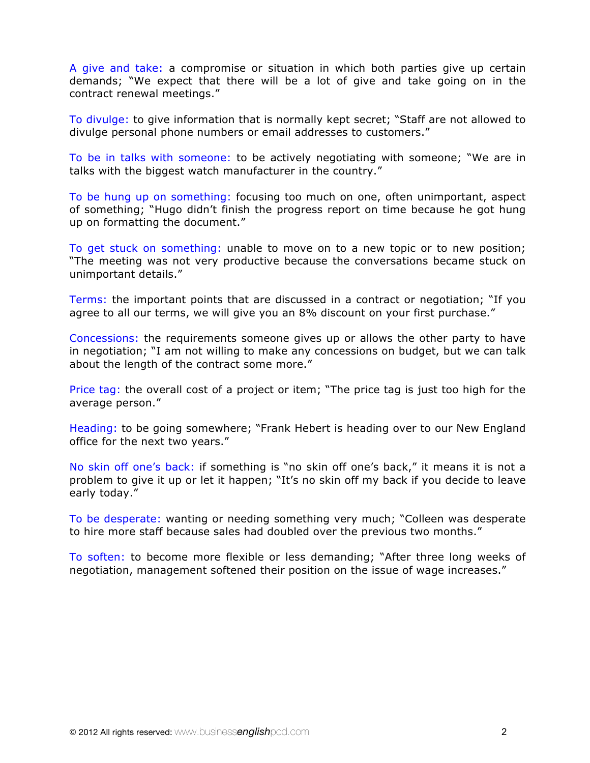A give and take: a compromise or situation in which both parties give up certain demands; "We expect that there will be a lot of give and take going on in the contract renewal meetings."

To divulge: to give information that is normally kept secret; "Staff are not allowed to divulge personal phone numbers or email addresses to customers."

To be in talks with someone: to be actively negotiating with someone; "We are in talks with the biggest watch manufacturer in the country."

To be hung up on something: focusing too much on one, often unimportant, aspect of something; "Hugo didn't finish the progress report on time because he got hung up on formatting the document."

To get stuck on something: unable to move on to a new topic or to new position; "The meeting was not very productive because the conversations became stuck on unimportant details."

Terms: the important points that are discussed in a contract or negotiation; "If you agree to all our terms, we will give you an 8% discount on your first purchase."

Concessions: the requirements someone gives up or allows the other party to have in negotiation; "I am not willing to make any concessions on budget, but we can talk about the length of the contract some more."

Price tag: the overall cost of a project or item; "The price tag is just too high for the average person."

Heading: to be going somewhere; "Frank Hebert is heading over to our New England office for the next two years."

No skin off one's back: if something is "no skin off one's back," it means it is not a problem to give it up or let it happen; "It's no skin off my back if you decide to leave early today."

To be desperate: wanting or needing something very much; "Colleen was desperate to hire more staff because sales had doubled over the previous two months."

To soften: to become more flexible or less demanding; "After three long weeks of negotiation, management softened their position on the issue of wage increases."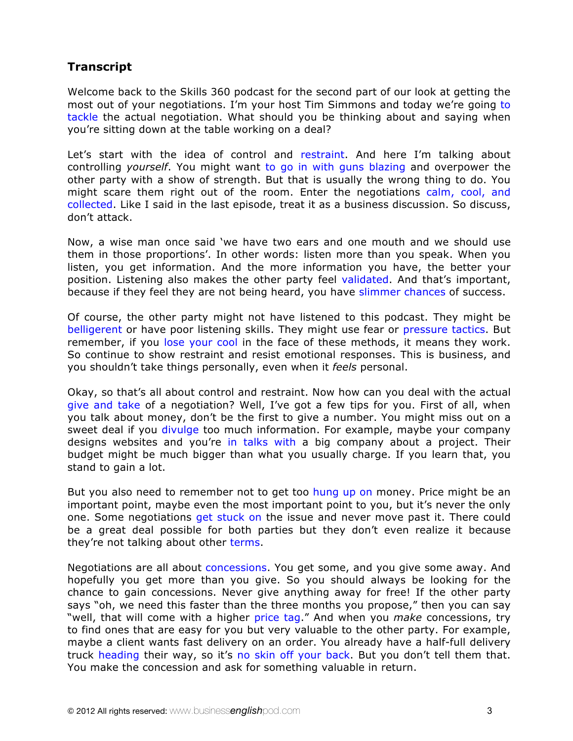## Transcript

Welcome back to the Skills 360 podcast for the second part of our look at getting the most out of your negotiations. I'm your host Tim Simmons and today we're going to tackle the actual negotiation. What should you be thinking about and saying when you're sitting down at the table working on a deal?

Let's start with the idea of control and restraint. And here I'm talking about controlling *yourself*. You might want to go in with guns blazing and overpower the other party with a show of strength. But that is usually the wrong thing to do. You might scare them right out of the room. Enter the negotiations calm, cool, and collected. Like I said in the last episode, treat it as a business discussion. So discuss, don't attack.

Now, a wise man once said 'we have two ears and one mouth and we should use them in those proportions'. In other words: listen more than you speak. When you listen, you get information. And the more information you have, the better your position. Listening also makes the other party feel validated. And that's important, because if they feel they are not being heard, you have slimmer chances of success.

Of course, the other party might not have listened to this podcast. They might be belligerent or have poor listening skills. They might use fear or pressure tactics. But remember, if you lose your cool in the face of these methods, it means they work. So continue to show restraint and resist emotional responses. This is business, and you shouldn't take things personally, even when it *feels* personal.

Okay, so that's all about control and restraint. Now how can you deal with the actual give and take of a negotiation? Well, I've got a few tips for you. First of all, when you talk about money, don't be the first to give a number. You might miss out on a sweet deal if you divulge too much information. For example, maybe your company designs websites and you're in talks with a big company about a project. Their budget might be much bigger than what you usually charge. If you learn that, you stand to gain a lot.

But you also need to remember not to get too hung up on money. Price might be an important point, maybe even the most important point to you, but it's never the only one. Some negotiations get stuck on the issue and never move past it. There could be a great deal possible for both parties but they don't even realize it because they're not talking about other terms.

Negotiations are all about concessions. You get some, and you give some away. And hopefully you get more than you give. So you should always be looking for the chance to gain concessions. Never give anything away for free! If the other party says "oh, we need this faster than the three months you propose," then you can say "well, that will come with a higher price tag." And when you *make* concessions, try to find ones that are easy for you but very valuable to the other party. For example, maybe a client wants fast delivery on an order. You already have a half-full delivery truck heading their way, so it's no skin off your back. But you don't tell them that. You make the concession and ask for something valuable in return.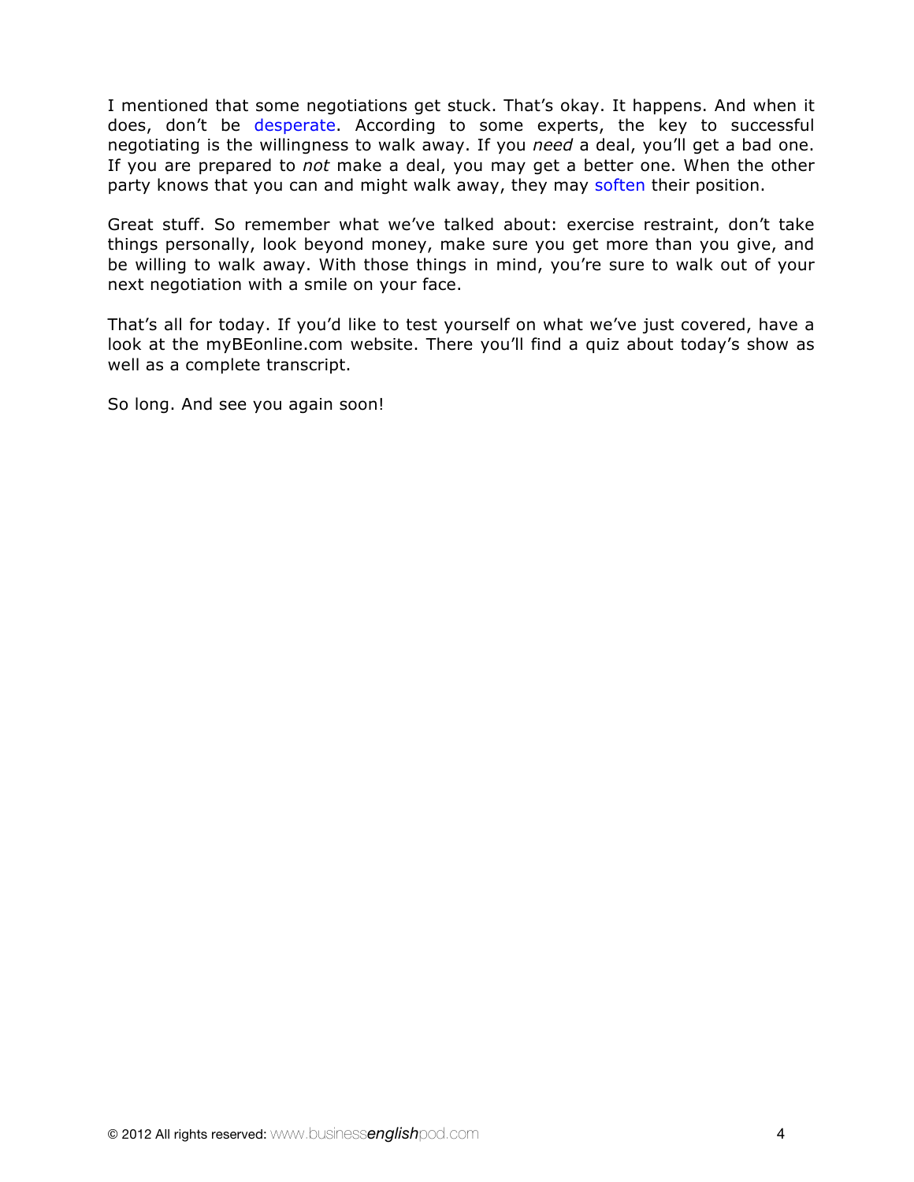I mentioned that some negotiations get stuck. That's okay. It happens. And when it does, don't be desperate. According to some experts, the key to successful negotiating is the willingness to walk away. If you *need* a deal, you'll get a bad one. If you are prepared to *not* make a deal, you may get a better one. When the other party knows that you can and might walk away, they may soften their position.

Great stuff. So remember what we've talked about: exercise restraint, don't take things personally, look beyond money, make sure you get more than you give, and be willing to walk away. With those things in mind, you're sure to walk out of your next negotiation with a smile on your face.

That's all for today. If you'd like to test yourself on what we've just covered, have a look at the myBEonline.com website. There you'll find a quiz about today's show as well as a complete transcript.

So long. And see you again soon!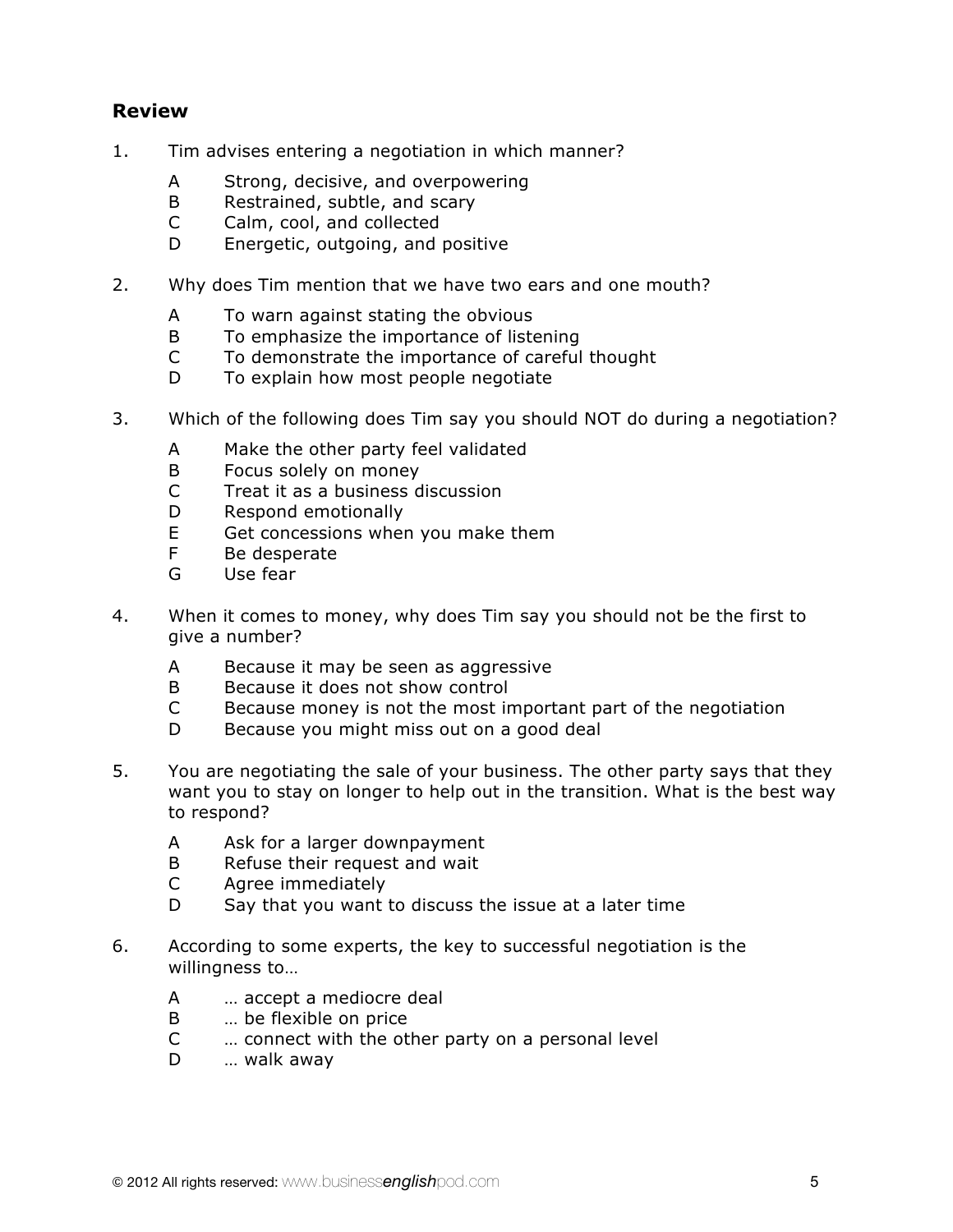### Review

1. Tim advises entering a negotiation in which manner?

   A Strong, decisive, and overpowering
   B Restrained, subtle, and scary
   C Calm, cool, and collected
   D Energetic, outgoing, and positive

2. Why does Tim mention that we have two ears and one mouth?

   A To warn against stating the obvious
   B To emphasize the importance of listening
   C To demonstrate the importance of careful thought
   D To explain how most people negotiate

3. Which of the following does Tim say you should NOT do during a negotiation?

   A Make the other party feel validated
   B Focus solely on money
   C Treat it as a business discussion
   D Respond emotionally
   E Get concessions when you make them
   F Be desperate
   G Use fear

4. When it comes to money, why does Tim say you should not be the first to give a number?

   A Because it may be seen as aggressive
   B Because it does not show control
   C Because money is not the most important part of the negotiation
   D Because you might miss out on a good deal

5. You are negotiating the sale of your business. The other party says that they want you to stay on longer to help out in the transition. What is the best way to respond?

   A Ask for a larger downpayment
   B Refuse their request and wait
   C Agree immediately
   D Say that you want to discuss the issue at a later time

6. According to some experts, the key to successful negotiation is the willingness to…

   A … accept a mediocre deal
   B … be flexible on price
   C … connect with the other party on a personal level
   D … walk away

© 2012 All rights reserved: www.businessenglishpod.com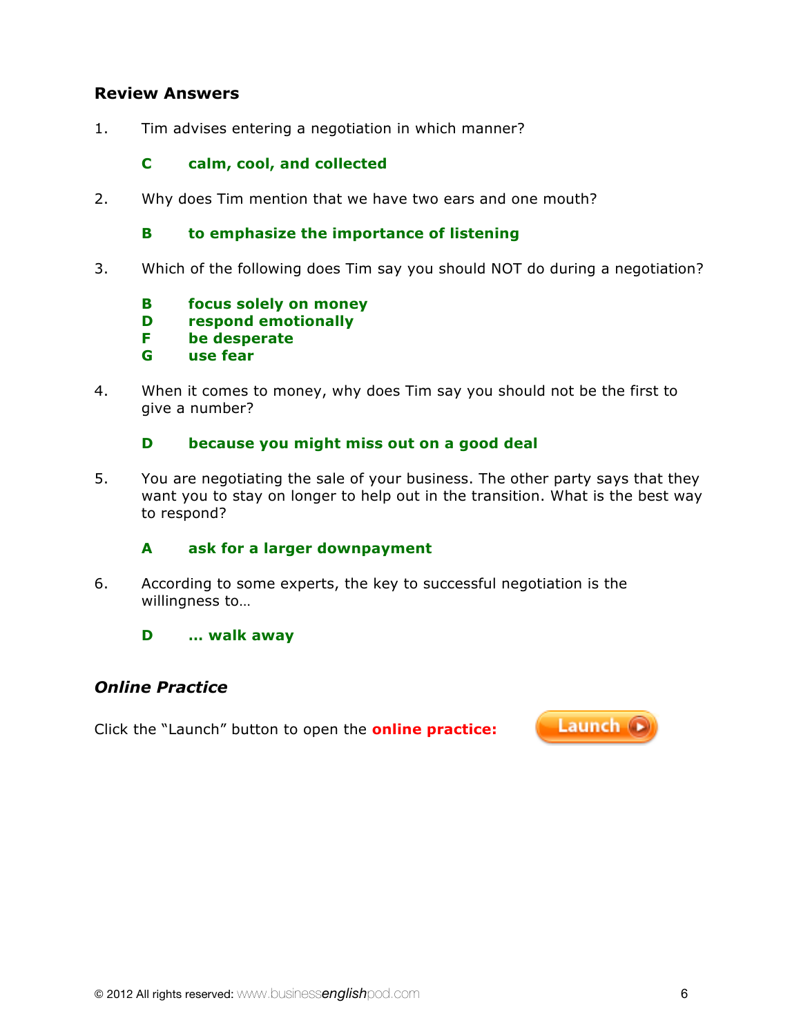### Review Answers

1. Tim advises entering a negotiation in which manner?

   **C calm, cool, and collected**

2. Why does Tim mention that we have two ears and one mouth?

   **B to emphasize the importance of listening**

3. Which of the following does Tim say you should NOT do during a negotiation?

   **B focus solely on money**
   **D respond emotionally**
   **F be desperate**
   **G use fear**

4. When it comes to money, why does Tim say you should not be the first to give a number?

   **D because you might miss out on a good deal**

5. You are negotiating the sale of your business. The other party says that they want you to stay on longer to help out in the transition. What is the best way to respond?

   **A ask for a larger downpayment**

6. According to some experts, the key to successful negotiation is the willingness to…

   **D … walk away**

### *Online Practice*

Click the "Launch" button to open the **online practice:** Launch

© 2012 All rights reserved: www.businessenglishpod.com